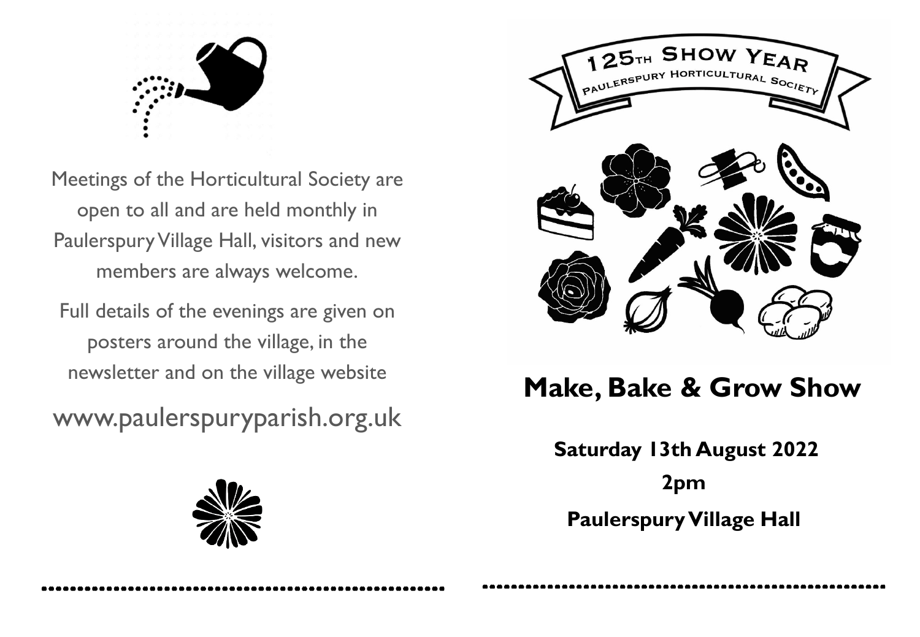Meetings of the Horticultural Society are open to all and are held monthly in Paulerspury Village Hall, visitors and new members are always welcome.

Full details of the evenings are given on posters around the village, in the newsletter and on the village website

www.paulerspuryparish.org.uk

125TH SHOW YEAR

PAULERSPURY HORTICULTURAL SOCIETY

# Make, Bake & Grow Show

**Saturday 13th August 2022**

**2pm**

**Paulerspury Village Hall**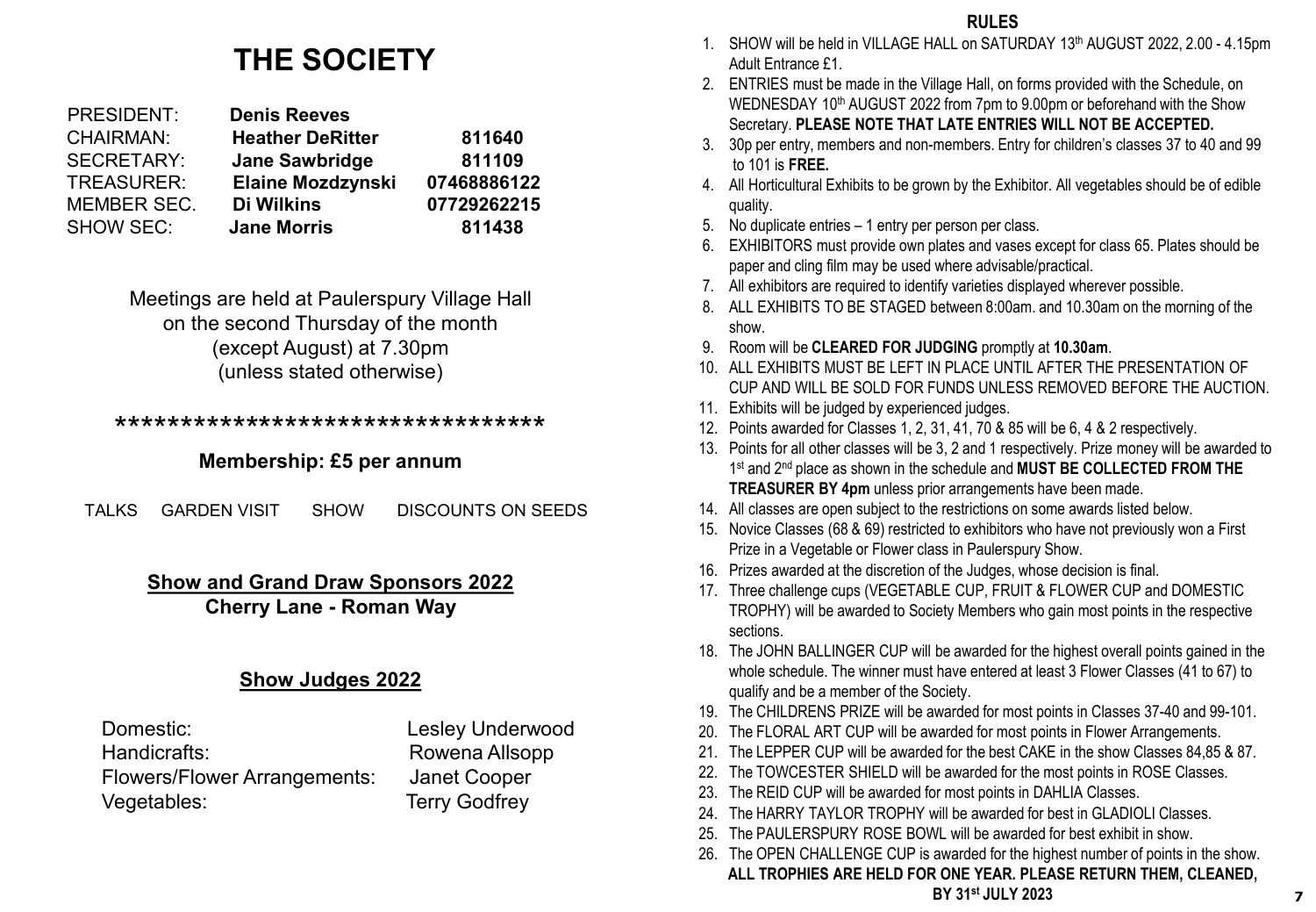# THE SOCIETY

| | | |
|---|---|---|
| PRESIDENT: | **Denis Reeves** | |
| CHAIRMAN: | **Heather DeRitter** | **811640** |
| SECRETARY: | **Jane Sawbridge** | **811109** |
| TREASURER: | **Elaine Mozdzynski** | **07468886122** |
| MEMBER SEC. | **Di Wilkins** | **07729262215** |
| SHOW SEC: | **Jane Morris** | **811438** |

Meetings are held at Paulerspury Village Hall on the second Thursday of the month (except August) at 7.30pm (unless stated otherwise)

********************************

**Membership: £5 per annum**

TALKS GARDEN VISIT SHOW DISCOUNTS ON SEEDS

**Show and Grand Draw Sponsors 2022**
**Cherry Lane - Roman Way**

**Show Judges 2022**

| | |
|---|---|
| Domestic: | Lesley Underwood |
| Handicrafts: | Rowena Allsopp |
| Flowers/Flower Arrangements: | Janet Cooper |
| Vegetables: | Terry Godfrey |

## RULES

1. SHOW will be held in VILLAGE HALL on SATURDAY 13th AUGUST 2022, 2.00 - 4.15pm Adult Entrance £1.
2. ENTRIES must be made in the Village Hall, on forms provided with the Schedule, on WEDNESDAY 10th AUGUST 2022 from 7pm to 9.00pm or beforehand with the Show Secretary. **PLEASE NOTE THAT LATE ENTRIES WILL NOT BE ACCEPTED.**
3. 30p per entry, members and non-members. Entry for children's classes 37 to 40 and 99 to 101 is **FREE.**
4. All Horticultural Exhibits to be grown by the Exhibitor. All vegetables should be of edible quality.
5. No duplicate entries – 1 entry per person per class.
6. EXHIBITORS must provide own plates and vases except for class 65. Plates should be paper and cling film may be used where advisable/practical.
7. All exhibitors are required to identify varieties displayed wherever possible.
8. ALL EXHIBITS TO BE STAGED between 8:00am. and 10.30am on the morning of the show.
9. Room will be **CLEARED FOR JUDGING** promptly at **10.30am**.
10. ALL EXHIBITS MUST BE LEFT IN PLACE UNTIL AFTER THE PRESENTATION OF CUP AND WILL BE SOLD FOR FUNDS UNLESS REMOVED BEFORE THE AUCTION.
11. Exhibits will be judged by experienced judges.
12. Points awarded for Classes 1, 2, 31, 41, 70 & 85 will be 6, 4 & 2 respectively.
13. Points for all other classes will be 3, 2 and 1 respectively. Prize money will be awarded to 1st and 2nd place as shown in the schedule and **MUST BE COLLECTED FROM THE TREASURER BY 4pm** unless prior arrangements have been made.
14. All classes are open subject to the restrictions on some awards listed below.
15. Novice Classes (68 & 69) restricted to exhibitors who have not previously won a First Prize in a Vegetable or Flower class in Paulerspury Show.
16. Prizes awarded at the discretion of the Judges, whose decision is final.
17. Three challenge cups (VEGETABLE CUP, FRUIT & FLOWER CUP and DOMESTIC TROPHY) will be awarded to Society Members who gain most points in the respective sections.
18. The JOHN BALLINGER CUP will be awarded for the highest overall points gained in the whole schedule. The winner must have entered at least 3 Flower Classes (41 to 67) to qualify and be a member of the Society.
19. The CHILDRENS PRIZE will be awarded for most points in Classes 37-40 and 99-101.
20. The FLORAL ART CUP will be awarded for most points in Flower Arrangements.
21. The LEPPER CUP will be awarded for the best CAKE in the show Classes 84,85 & 87.
22. The TOWCESTER SHIELD will be awarded for the most points in ROSE Classes.
23. The REID CUP will be awarded for most points in DAHLIA Classes.
24. The HARRY TAYLOR TROPHY will be awarded for best in GLADIOLI Classes.
25. The PAULERSPURY ROSE BOWL will be awarded for best exhibit in show.
26. The OPEN CHALLENGE CUP is awarded for the highest number of points in the show.

**ALL TROPHIES ARE HELD FOR ONE YEAR. PLEASE RETURN THEM, CLEANED, BY 31st JULY 2023**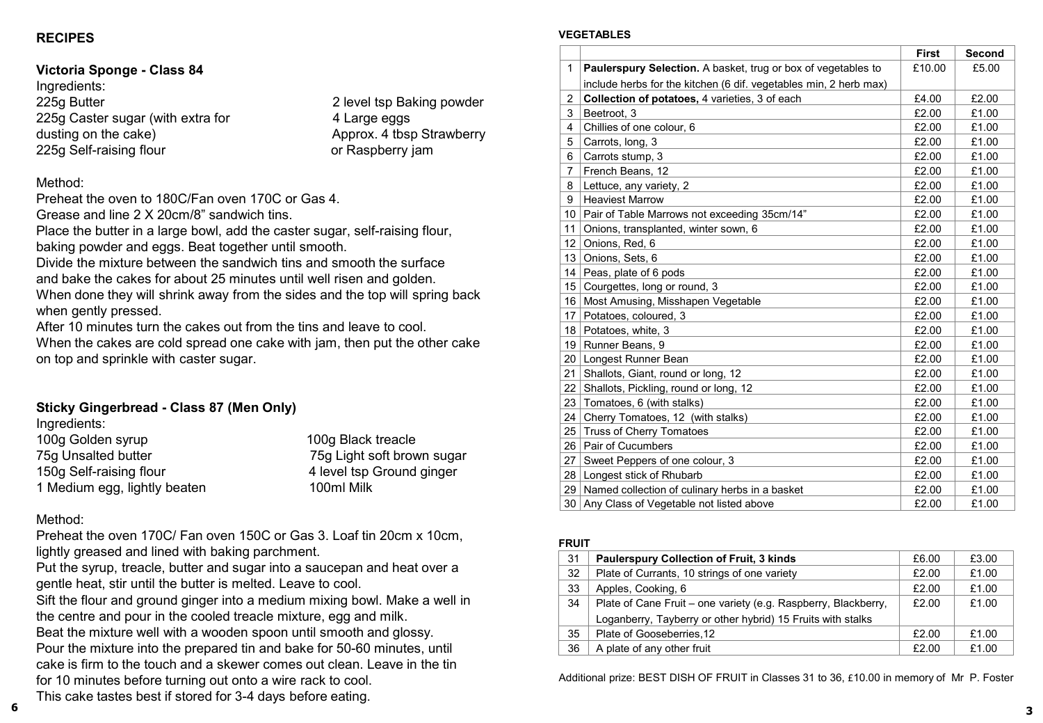## RECIPES

### Victoria Sponge - Class 84

Ingredients:

- 225g Butter
- 225g Caster sugar (with extra for dusting on the cake)
- 225g Self-raising flour
- 2 level tsp Baking powder
- 4 Large eggs
- Approx. 4 tbsp Strawberry or Raspberry jam

Method:

Preheat the oven to 180C/Fan oven 170C or Gas 4.
Grease and line 2 X 20cm/8" sandwich tins.
Place the butter in a large bowl, add the caster sugar, self-raising flour, baking powder and eggs. Beat together until smooth.
Divide the mixture between the sandwich tins and smooth the surface and bake the cakes for about 25 minutes until well risen and golden.
When done they will shrink away from the sides and the top will spring back when gently pressed.
After 10 minutes turn the cakes out from the tins and leave to cool.
When the cakes are cold spread one cake with jam, then put the other cake on top and sprinkle with caster sugar.

### Sticky Gingerbread - Class 87 (Men Only)

Ingredients:

- 100g Golden syrup
- 75g Unsalted butter
- 150g Self-raising flour
- 1 Medium egg, lightly beaten
- 100g Black treacle
- 75g Light soft brown sugar
- 4 level tsp Ground ginger
- 100ml Milk

Method:

Preheat the oven 170C/ Fan oven 150C or Gas 3. Loaf tin 20cm x 10cm, lightly greased and lined with baking parchment.
Put the syrup, treacle, butter and sugar into a saucepan and heat over a gentle heat, stir until the butter is melted. Leave to cool.
Sift the flour and ground ginger into a medium mixing bowl. Make a well in the centre and pour in the cooled treacle mixture, egg and milk.
Beat the mixture well with a wooden spoon until smooth and glossy.
Pour the mixture into the prepared tin and bake for 50-60 minutes, until cake is firm to the touch and a skewer comes out clean. Leave in the tin for 10 minutes before turning out onto a wire rack to cool.
This cake tastes best if stored for 3-4 days before eating.

## VEGETABLES

| | | First | Second |
|---|---|---|---|
| 1 | **Paulerspury Selection.** A basket, trug or box of vegetables to include herbs for the kitchen (6 dif. vegetables min, 2 herb max) | £10.00 | £5.00 |
| 2 | **Collection of potatoes,** 4 varieties, 3 of each | £4.00 | £2.00 |
| 3 | Beetroot, 3 | £2.00 | £1.00 |
| 4 | Chillies of one colour, 6 | £2.00 | £1.00 |
| 5 | Carrots, long, 3 | £2.00 | £1.00 |
| 6 | Carrots stump, 3 | £2.00 | £1.00 |
| 7 | French Beans, 12 | £2.00 | £1.00 |
| 8 | Lettuce, any variety, 2 | £2.00 | £1.00 |
| 9 | Heaviest Marrow | £2.00 | £1.00 |
| 10 | Pair of Table Marrows not exceeding 35cm/14" | £2.00 | £1.00 |
| 11 | Onions, transplanted, winter sown, 6 | £2.00 | £1.00 |
| 12 | Onions, Red, 6 | £2.00 | £1.00 |
| 13 | Onions, Sets, 6 | £2.00 | £1.00 |
| 14 | Peas, plate of 6 pods | £2.00 | £1.00 |
| 15 | Courgettes, long or round, 3 | £2.00 | £1.00 |
| 16 | Most Amusing, Misshapen Vegetable | £2.00 | £1.00 |
| 17 | Potatoes, coloured, 3 | £2.00 | £1.00 |
| 18 | Potatoes, white, 3 | £2.00 | £1.00 |
| 19 | Runner Beans, 9 | £2.00 | £1.00 |
| 20 | Longest Runner Bean | £2.00 | £1.00 |
| 21 | Shallots, Giant, round or long, 12 | £2.00 | £1.00 |
| 22 | Shallots, Pickling, round or long, 12 | £2.00 | £1.00 |
| 23 | Tomatoes, 6 (with stalks) | £2.00 | £1.00 |
| 24 | Cherry Tomatoes, 12 (with stalks) | £2.00 | £1.00 |
| 25 | Truss of Cherry Tomatoes | £2.00 | £1.00 |
| 26 | Pair of Cucumbers | £2.00 | £1.00 |
| 27 | Sweet Peppers of one colour, 3 | £2.00 | £1.00 |
| 28 | Longest stick of Rhubarb | £2.00 | £1.00 |
| 29 | Named collection of culinary herbs in a basket | £2.00 | £1.00 |
| 30 | Any Class of Vegetable not listed above | £2.00 | £1.00 |

## FRUIT

| | | | |
|---|---|---|---|
| 31 | **Paulerspury Collection of Fruit, 3 kinds** | £6.00 | £3.00 |
| 32 | Plate of Currants, 10 strings of one variety | £2.00 | £1.00 |
| 33 | Apples, Cooking, 6 | £2.00 | £1.00 |
| 34 | Plate of Cane Fruit – one variety (e.g. Raspberry, Blackberry, Loganberry, Tayberry or other hybrid) 15 Fruits with stalks | £2.00 | £1.00 |
| 35 | Plate of Gooseberries,12 | £2.00 | £1.00 |
| 36 | A plate of any other fruit | £2.00 | £1.00 |

Additional prize: BEST DISH OF FRUIT in Classes 31 to 36, £10.00 in memory of Mr P. Foster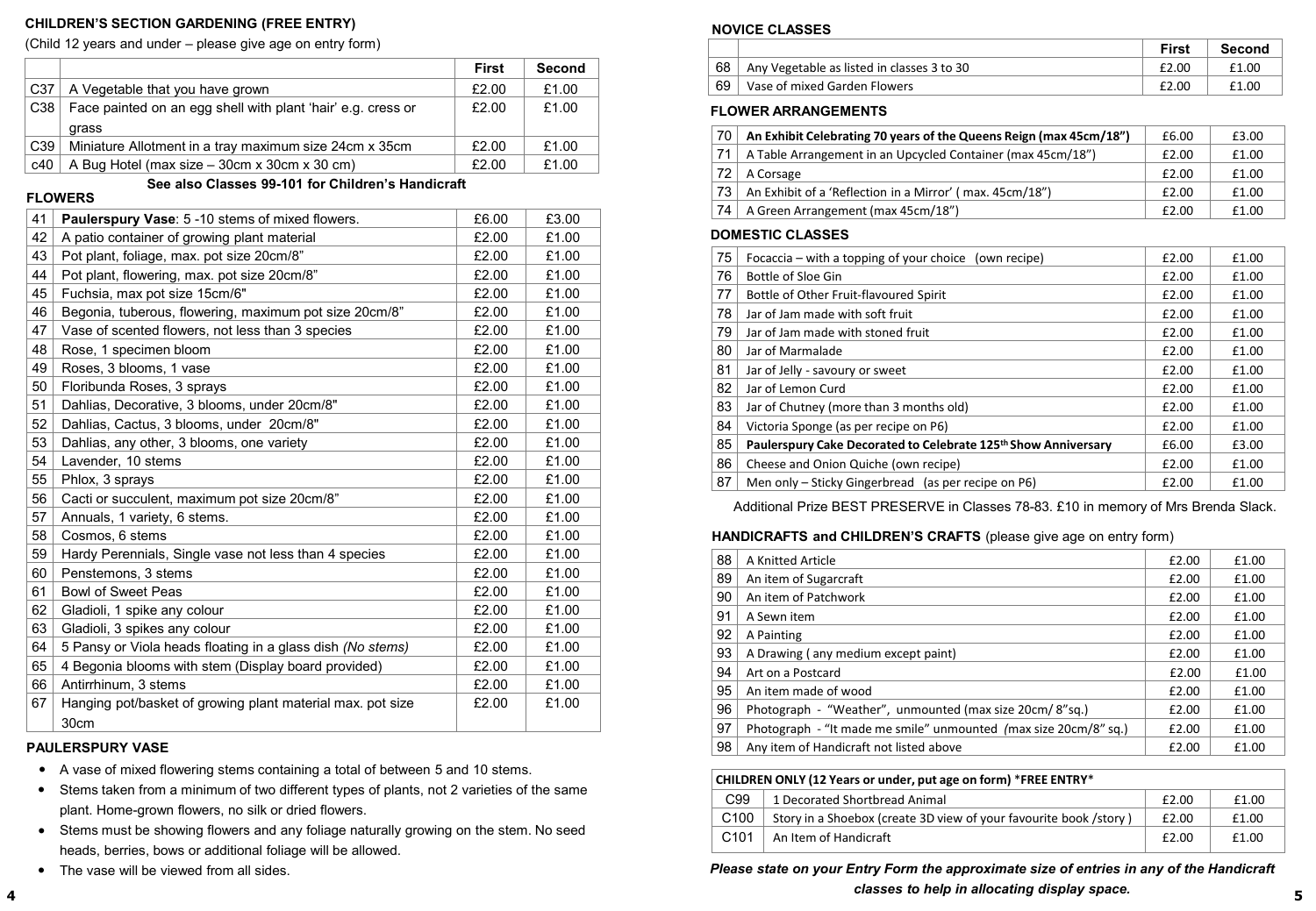## CHILDREN'S SECTION GARDENING (FREE ENTRY)

(Child 12 years and under – please give age on entry form)

| | | First | Second |
|---|---|---|---|
| C37 | A Vegetable that you have grown | £2.00 | £1.00 |
| C38 | Face painted on an egg shell with plant 'hair' e.g. cress or grass | £2.00 | £1.00 |
| C39 | Miniature Allotment in a tray maximum size 24cm x 35cm | £2.00 | £1.00 |
| c40 | A Bug Hotel (max size – 30cm x 30cm x 30 cm) | £2.00 | £1.00 |

**See also Classes 99-101 for Children's Handicraft**

## FLOWERS

| | | | |
|---|---|---|---|
| 41 | **Paulerspury Vase**: 5 -10 stems of mixed flowers. | £6.00 | £3.00 |
| 42 | A patio container of growing plant material | £2.00 | £1.00 |
| 43 | Pot plant, foliage, max. pot size 20cm/8" | £2.00 | £1.00 |
| 44 | Pot plant, flowering, max. pot size 20cm/8" | £2.00 | £1.00 |
| 45 | Fuchsia, max pot size 15cm/6" | £2.00 | £1.00 |
| 46 | Begonia, tuberous, flowering, maximum pot size 20cm/8" | £2.00 | £1.00 |
| 47 | Vase of scented flowers, not less than 3 species | £2.00 | £1.00 |
| 48 | Rose, 1 specimen bloom | £2.00 | £1.00 |
| 49 | Roses, 3 blooms, 1 vase | £2.00 | £1.00 |
| 50 | Floribunda Roses, 3 sprays | £2.00 | £1.00 |
| 51 | Dahlias, Decorative, 3 blooms, under 20cm/8" | £2.00 | £1.00 |
| 52 | Dahlias, Cactus, 3 blooms, under 20cm/8" | £2.00 | £1.00 |
| 53 | Dahlias, any other, 3 blooms, one variety | £2.00 | £1.00 |
| 54 | Lavender, 10 stems | £2.00 | £1.00 |
| 55 | Phlox, 3 sprays | £2.00 | £1.00 |
| 56 | Cacti or succulent, maximum pot size 20cm/8" | £2.00 | £1.00 |
| 57 | Annuals, 1 variety, 6 stems. | £2.00 | £1.00 |
| 58 | Cosmos, 6 stems | £2.00 | £1.00 |
| 59 | Hardy Perennials, Single vase not less than 4 species | £2.00 | £1.00 |
| 60 | Penstemons, 3 stems | £2.00 | £1.00 |
| 61 | Bowl of Sweet Peas | £2.00 | £1.00 |
| 62 | Gladioli, 1 spike any colour | £2.00 | £1.00 |
| 63 | Gladioli, 3 spikes any colour | £2.00 | £1.00 |
| 64 | 5 Pansy or Viola heads floating in a glass dish *(No stems)* | £2.00 | £1.00 |
| 65 | 4 Begonia blooms with stem (Display board provided) | £2.00 | £1.00 |
| 66 | Antirrhinum, 3 stems | £2.00 | £1.00 |
| 67 | Hanging pot/basket of growing plant material max. pot size 30cm | £2.00 | £1.00 |

## PAULERSPURY VASE

- A vase of mixed flowering stems containing a total of between 5 and 10 stems.
- Stems taken from a minimum of two different types of plants, not 2 varieties of the same plant. Home-grown flowers, no silk or dried flowers.
- Stems must be showing flowers and any foliage naturally growing on the stem. No seed heads, berries, bows or additional foliage will be allowed.
- The vase will be viewed from all sides.

## NOVICE CLASSES

| | | First | Second |
|---|---|---|---|
| 68 | Any Vegetable as listed in classes 3 to 30 | £2.00 | £1.00 |
| 69 | Vase of mixed Garden Flowers | £2.00 | £1.00 |

## FLOWER ARRANGEMENTS

| | | | |
|---|---|---|---|
| 70 | **An Exhibit Celebrating 70 years of the Queens Reign (max 45cm/18")** | £6.00 | £3.00 |
| 71 | A Table Arrangement in an Upcycled Container (max 45cm/18") | £2.00 | £1.00 |
| 72 | A Corsage | £2.00 | £1.00 |
| 73 | An Exhibit of a 'Reflection in a Mirror' ( max. 45cm/18") | £2.00 | £1.00 |
| 74 | A Green Arrangement (max 45cm/18") | £2.00 | £1.00 |

## DOMESTIC CLASSES

| | | | |
|---|---|---|---|
| 75 | Focaccia – with a topping of your choice (own recipe) | £2.00 | £1.00 |
| 76 | Bottle of Sloe Gin | £2.00 | £1.00 |
| 77 | Bottle of Other Fruit-flavoured Spirit | £2.00 | £1.00 |
| 78 | Jar of Jam made with soft fruit | £2.00 | £1.00 |
| 79 | Jar of Jam made with stoned fruit | £2.00 | £1.00 |
| 80 | Jar of Marmalade | £2.00 | £1.00 |
| 81 | Jar of Jelly - savoury or sweet | £2.00 | £1.00 |
| 82 | Jar of Lemon Curd | £2.00 | £1.00 |
| 83 | Jar of Chutney (more than 3 months old) | £2.00 | £1.00 |
| 84 | Victoria Sponge (as per recipe on P6) | £2.00 | £1.00 |
| 85 | **Paulerspury Cake Decorated to Celebrate 125th Show Anniversary** | £6.00 | £3.00 |
| 86 | Cheese and Onion Quiche (own recipe) | £2.00 | £1.00 |
| 87 | Men only – Sticky Gingerbread (as per recipe on P6) | £2.00 | £1.00 |

Additional Prize BEST PRESERVE in Classes 78-83. £10 in memory of Mrs Brenda Slack.

## HANDICRAFTS and CHILDREN'S CRAFTS (please give age on entry form)

| | | | |
|---|---|---|---|
| 88 | A Knitted Article | £2.00 | £1.00 |
| 89 | An item of Sugarcraft | £2.00 | £1.00 |
| 90 | An item of Patchwork | £2.00 | £1.00 |
| 91 | A Sewn item | £2.00 | £1.00 |
| 92 | A Painting | £2.00 | £1.00 |
| 93 | A Drawing ( any medium except paint) | £2.00 | £1.00 |
| 94 | Art on a Postcard | £2.00 | £1.00 |
| 95 | An item made of wood | £2.00 | £1.00 |
| 96 | Photograph - "Weather", unmounted (max size 20cm/ 8"sq.) | £2.00 | £1.00 |
| 97 | Photograph - "It made me smile" unmounted (max size 20cm/8" sq.) | £2.00 | £1.00 |
| 98 | Any item of Handicraft not listed above | £2.00 | £1.00 |

| CHILDREN ONLY (12 Years or under, put age on form) *FREE ENTRY* | | | |
|---|---|---|---|
| C99 | 1 Decorated Shortbread Animal | £2.00 | £1.00 |
| C100 | Story in a Shoebox (create 3D view of your favourite book /story ) | £2.00 | £1.00 |
| C101 | An Item of Handicraft | £2.00 | £1.00 |

***Please state on your Entry Form the approximate size of entries in any of the Handicraft classes to help in allocating display space.***